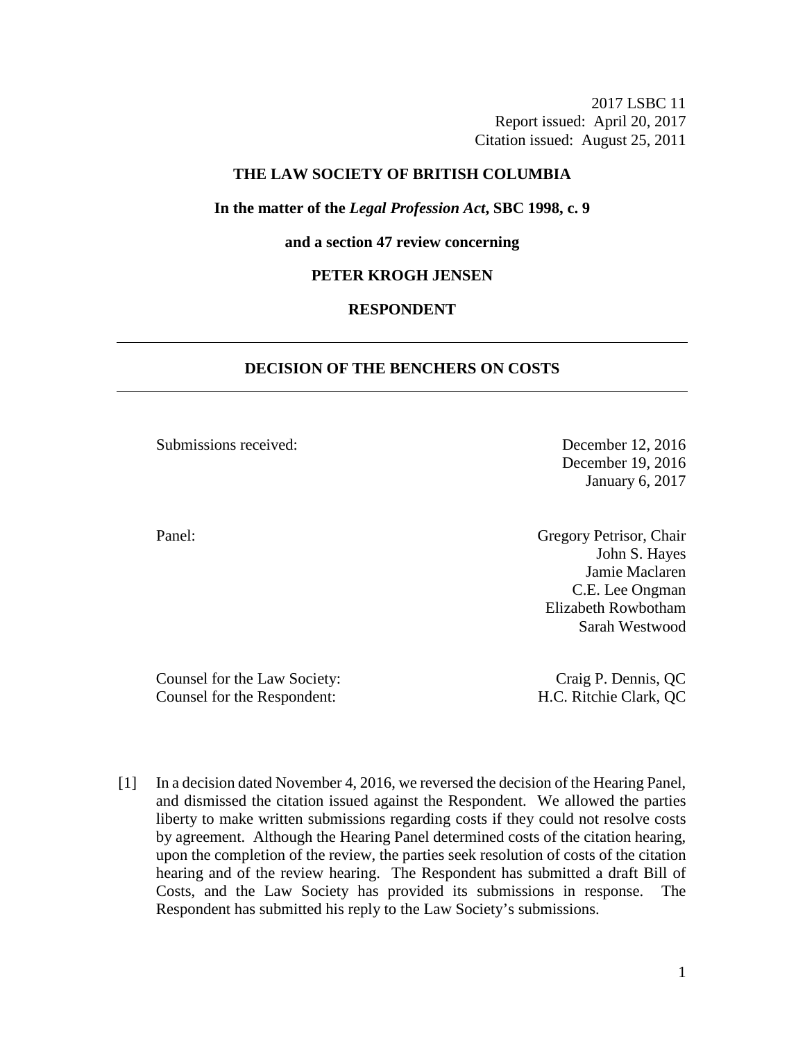2017 LSBC 11
Report issued: April 20, 2017
Citation issued: August 25, 2011

**THE LAW SOCIETY OF BRITISH COLUMBIA**

**In the matter of the *Legal Profession Act*, SBC 1998, c. 9**

**and a section 47 review concerning**

**PETER KROGH JENSEN**

**RESPONDENT**

---

## DECISION OF THE BENCHERS ON COSTS

---

Submissions received: December 12, 2016
December 19, 2016
January 6, 2017

Panel: Gregory Petrisor, Chair
John S. Hayes
Jamie Maclaren
C.E. Lee Ongman
Elizabeth Rowbotham
Sarah Westwood

Counsel for the Law Society: Craig P. Dennis, QC
Counsel for the Respondent: H.C. Ritchie Clark, QC

[1] In a decision dated November 4, 2016, we reversed the decision of the Hearing Panel, and dismissed the citation issued against the Respondent. We allowed the parties liberty to make written submissions regarding costs if they could not resolve costs by agreement. Although the Hearing Panel determined costs of the citation hearing, upon the completion of the review, the parties seek resolution of costs of the citation hearing and of the review hearing. The Respondent has submitted a draft Bill of Costs, and the Law Society has provided its submissions in response. The Respondent has submitted his reply to the Law Society's submissions.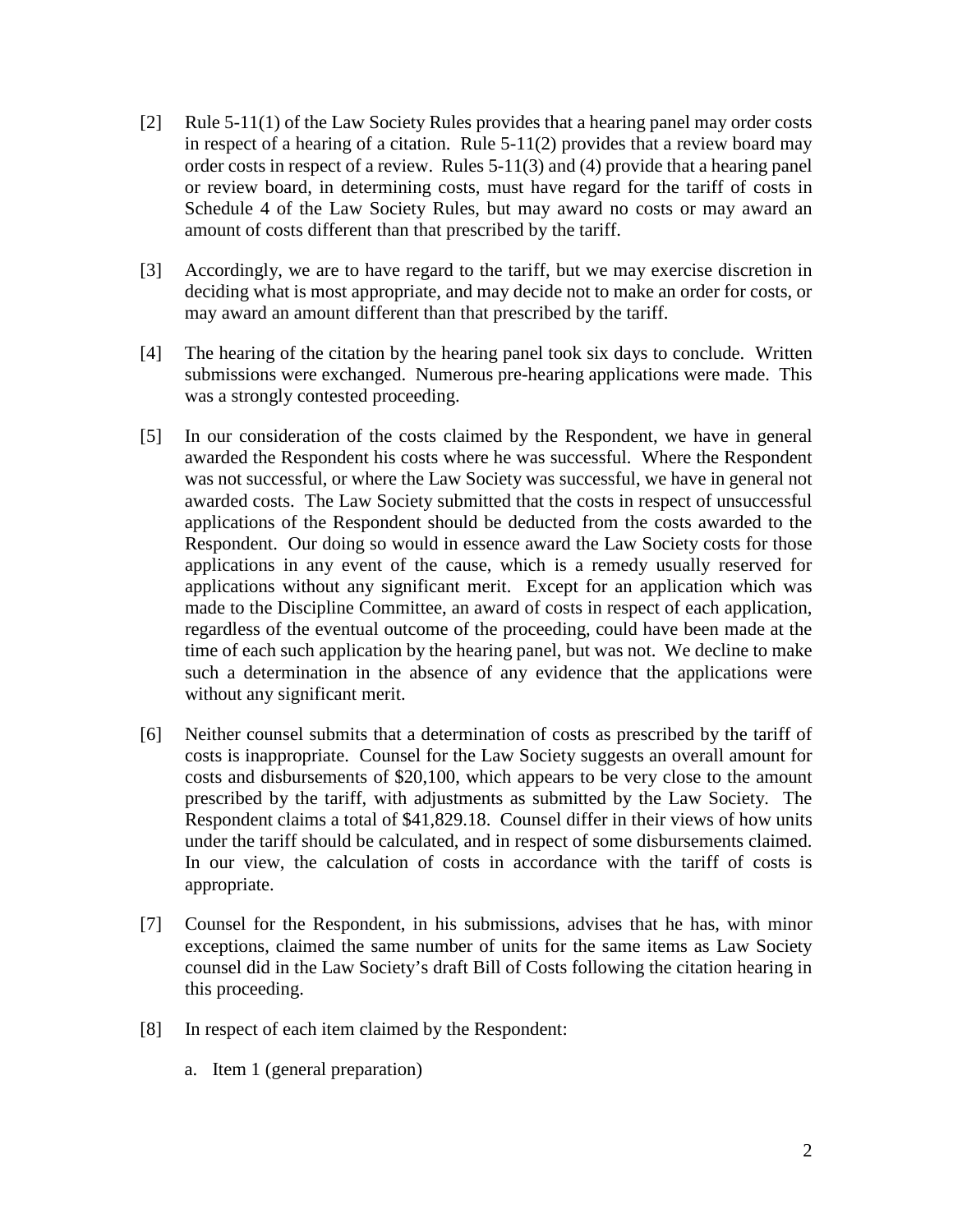[2] Rule 5-11(1) of the Law Society Rules provides that a hearing panel may order costs in respect of a hearing of a citation. Rule 5-11(2) provides that a review board may order costs in respect of a review. Rules 5-11(3) and (4) provide that a hearing panel or review board, in determining costs, must have regard for the tariff of costs in Schedule 4 of the Law Society Rules, but may award no costs or may award an amount of costs different than that prescribed by the tariff.

[3] Accordingly, we are to have regard to the tariff, but we may exercise discretion in deciding what is most appropriate, and may decide not to make an order for costs, or may award an amount different than that prescribed by the tariff.

[4] The hearing of the citation by the hearing panel took six days to conclude. Written submissions were exchanged. Numerous pre-hearing applications were made. This was a strongly contested proceeding.

[5] In our consideration of the costs claimed by the Respondent, we have in general awarded the Respondent his costs where he was successful. Where the Respondent was not successful, or where the Law Society was successful, we have in general not awarded costs. The Law Society submitted that the costs in respect of unsuccessful applications of the Respondent should be deducted from the costs awarded to the Respondent. Our doing so would in essence award the Law Society costs for those applications in any event of the cause, which is a remedy usually reserved for applications without any significant merit. Except for an application which was made to the Discipline Committee, an award of costs in respect of each application, regardless of the eventual outcome of the proceeding, could have been made at the time of each such application by the hearing panel, but was not. We decline to make such a determination in the absence of any evidence that the applications were without any significant merit.

[6] Neither counsel submits that a determination of costs as prescribed by the tariff of costs is inappropriate. Counsel for the Law Society suggests an overall amount for costs and disbursements of $20,100, which appears to be very close to the amount prescribed by the tariff, with adjustments as submitted by the Law Society. The Respondent claims a total of $41,829.18. Counsel differ in their views of how units under the tariff should be calculated, and in respect of some disbursements claimed. In our view, the calculation of costs in accordance with the tariff of costs is appropriate.

[7] Counsel for the Respondent, in his submissions, advises that he has, with minor exceptions, claimed the same number of units for the same items as Law Society counsel did in the Law Society's draft Bill of Costs following the citation hearing in this proceeding.

[8] In respect of each item claimed by the Respondent:

a. Item 1 (general preparation)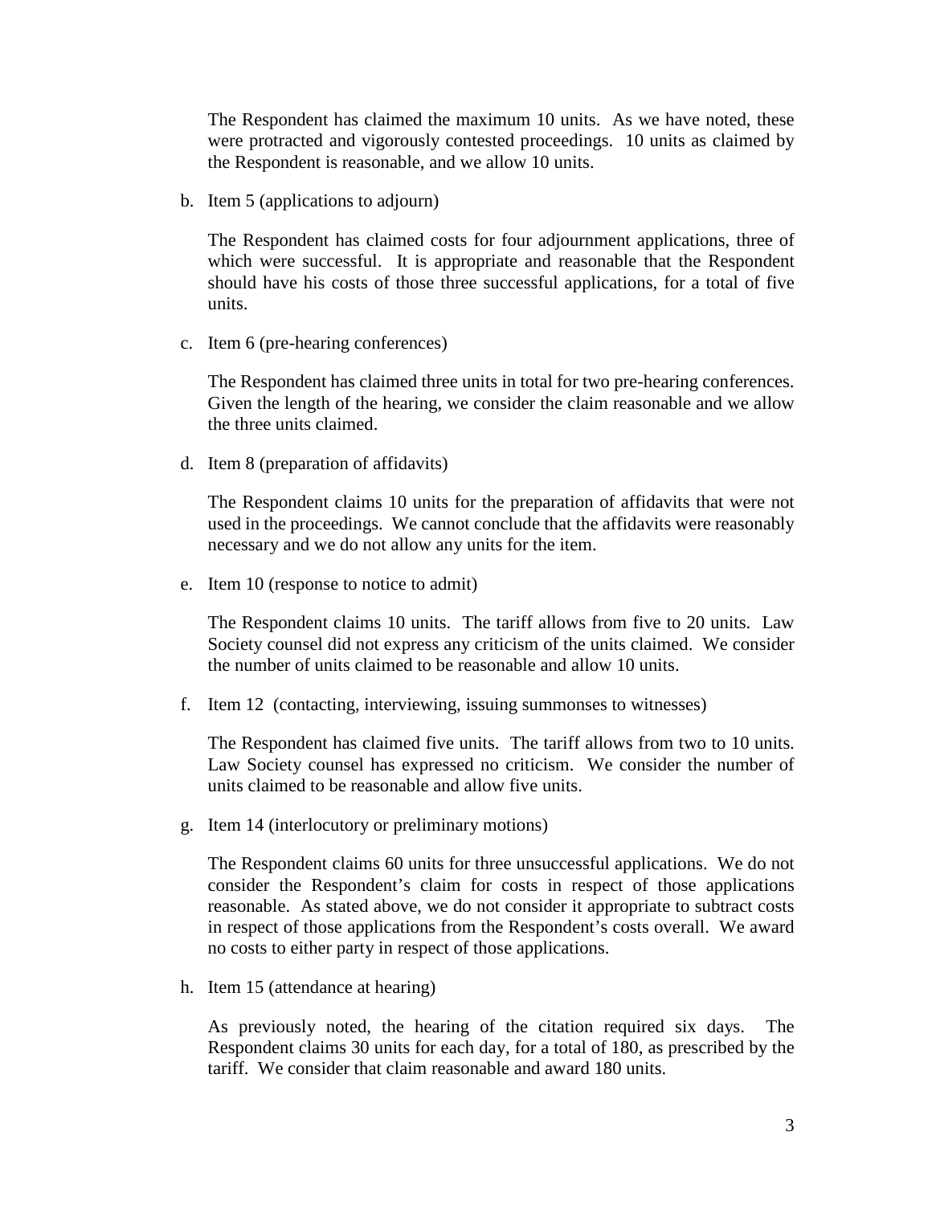The Respondent has claimed the maximum 10 units. As we have noted, these were protracted and vigorously contested proceedings. 10 units as claimed by the Respondent is reasonable, and we allow 10 units.

b. Item 5 (applications to adjourn)

   The Respondent has claimed costs for four adjournment applications, three of which were successful. It is appropriate and reasonable that the Respondent should have his costs of those three successful applications, for a total of five units.

c. Item 6 (pre-hearing conferences)

   The Respondent has claimed three units in total for two pre-hearing conferences. Given the length of the hearing, we consider the claim reasonable and we allow the three units claimed.

d. Item 8 (preparation of affidavits)

   The Respondent claims 10 units for the preparation of affidavits that were not used in the proceedings. We cannot conclude that the affidavits were reasonably necessary and we do not allow any units for the item.

e. Item 10 (response to notice to admit)

   The Respondent claims 10 units. The tariff allows from five to 20 units. Law Society counsel did not express any criticism of the units claimed. We consider the number of units claimed to be reasonable and allow 10 units.

f. Item 12 (contacting, interviewing, issuing summonses to witnesses)

   The Respondent has claimed five units. The tariff allows from two to 10 units. Law Society counsel has expressed no criticism. We consider the number of units claimed to be reasonable and allow five units.

g. Item 14 (interlocutory or preliminary motions)

   The Respondent claims 60 units for three unsuccessful applications. We do not consider the Respondent's claim for costs in respect of those applications reasonable. As stated above, we do not consider it appropriate to subtract costs in respect of those applications from the Respondent's costs overall. We award no costs to either party in respect of those applications.

h. Item 15 (attendance at hearing)

   As previously noted, the hearing of the citation required six days. The Respondent claims 30 units for each day, for a total of 180, as prescribed by the tariff. We consider that claim reasonable and award 180 units.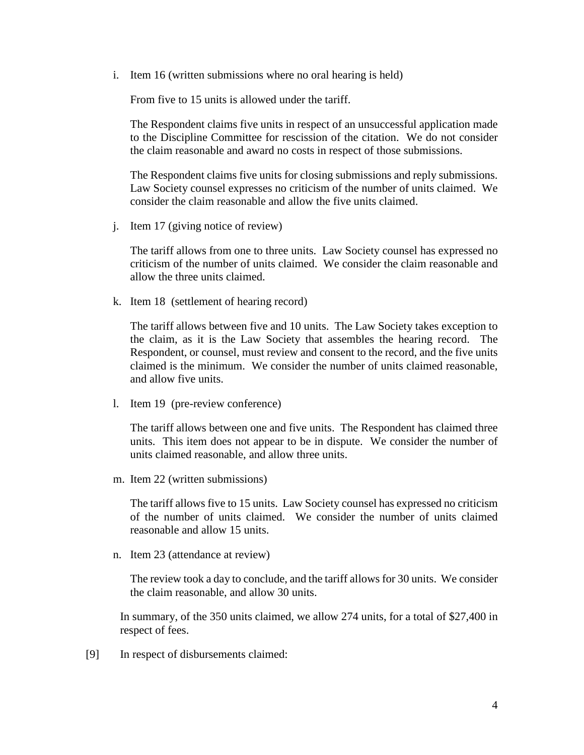i. Item 16 (written submissions where no oral hearing is held)

   From five to 15 units is allowed under the tariff.

   The Respondent claims five units in respect of an unsuccessful application made to the Discipline Committee for rescission of the citation. We do not consider the claim reasonable and award no costs in respect of those submissions.

   The Respondent claims five units for closing submissions and reply submissions. Law Society counsel expresses no criticism of the number of units claimed. We consider the claim reasonable and allow the five units claimed.

j. Item 17 (giving notice of review)

   The tariff allows from one to three units. Law Society counsel has expressed no criticism of the number of units claimed. We consider the claim reasonable and allow the three units claimed.

k. Item 18 (settlement of hearing record)

   The tariff allows between five and 10 units. The Law Society takes exception to the claim, as it is the Law Society that assembles the hearing record. The Respondent, or counsel, must review and consent to the record, and the five units claimed is the minimum. We consider the number of units claimed reasonable, and allow five units.

l. Item 19 (pre-review conference)

   The tariff allows between one and five units. The Respondent has claimed three units. This item does not appear to be in dispute. We consider the number of units claimed reasonable, and allow three units.

m. Item 22 (written submissions)

   The tariff allows five to 15 units. Law Society counsel has expressed no criticism of the number of units claimed. We consider the number of units claimed reasonable and allow 15 units.

n. Item 23 (attendance at review)

   The review took a day to conclude, and the tariff allows for 30 units. We consider the claim reasonable, and allow 30 units.

In summary, of the 350 units claimed, we allow 274 units, for a total of $27,400 in respect of fees.

[9] In respect of disbursements claimed: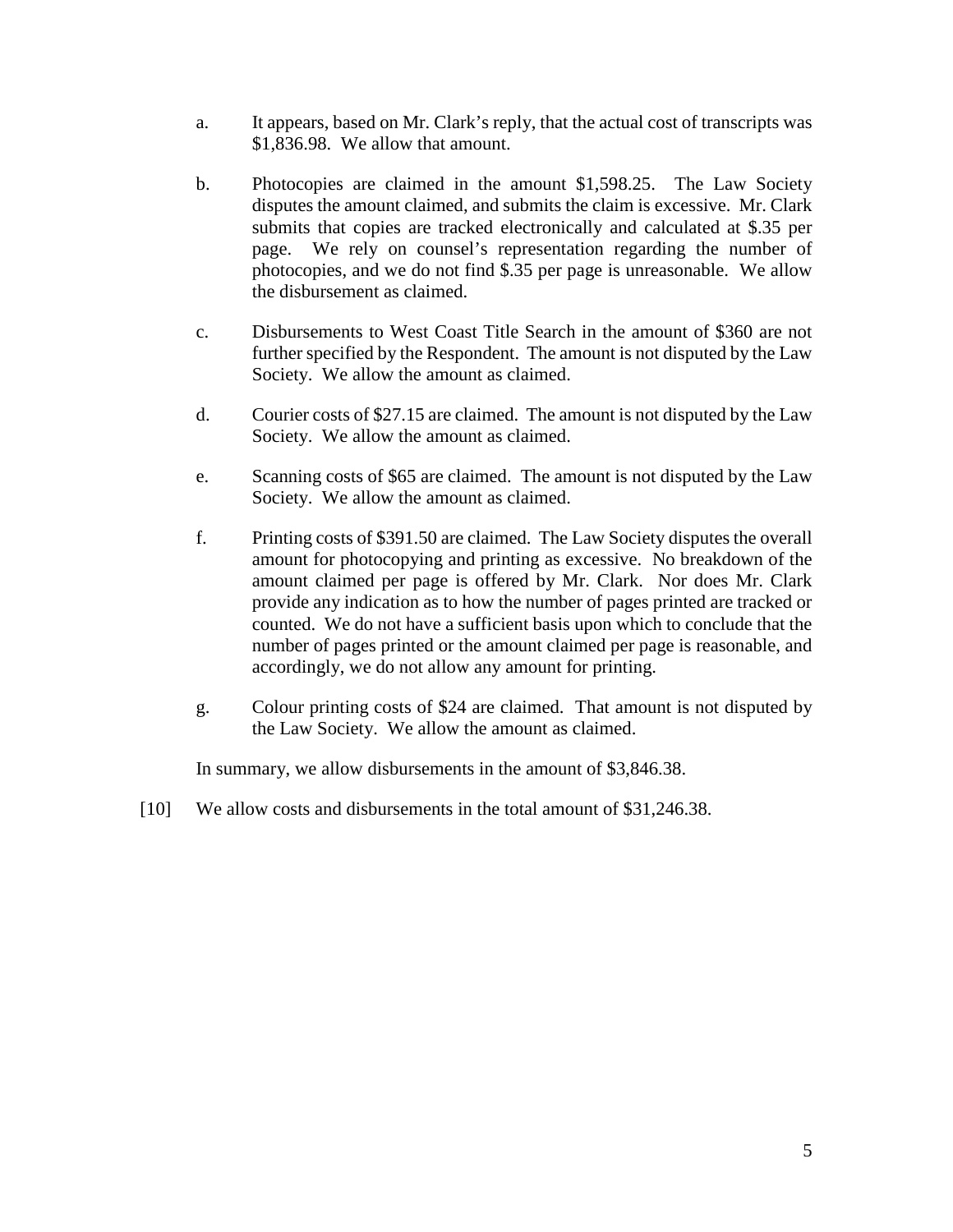a. It appears, based on Mr. Clark's reply, that the actual cost of transcripts was $1,836.98. We allow that amount.

b. Photocopies are claimed in the amount $1,598.25. The Law Society disputes the amount claimed, and submits the claim is excessive. Mr. Clark submits that copies are tracked electronically and calculated at $.35 per page. We rely on counsel's representation regarding the number of photocopies, and we do not find $.35 per page is unreasonable. We allow the disbursement as claimed.

c. Disbursements to West Coast Title Search in the amount of $360 are not further specified by the Respondent. The amount is not disputed by the Law Society. We allow the amount as claimed.

d. Courier costs of $27.15 are claimed. The amount is not disputed by the Law Society. We allow the amount as claimed.

e. Scanning costs of $65 are claimed. The amount is not disputed by the Law Society. We allow the amount as claimed.

f. Printing costs of $391.50 are claimed. The Law Society disputes the overall amount for photocopying and printing as excessive. No breakdown of the amount claimed per page is offered by Mr. Clark. Nor does Mr. Clark provide any indication as to how the number of pages printed are tracked or counted. We do not have a sufficient basis upon which to conclude that the number of pages printed or the amount claimed per page is reasonable, and accordingly, we do not allow any amount for printing.

g. Colour printing costs of $24 are claimed. That amount is not disputed by the Law Society. We allow the amount as claimed.

In summary, we allow disbursements in the amount of $3,846.38.

[10] We allow costs and disbursements in the total amount of $31,246.38.